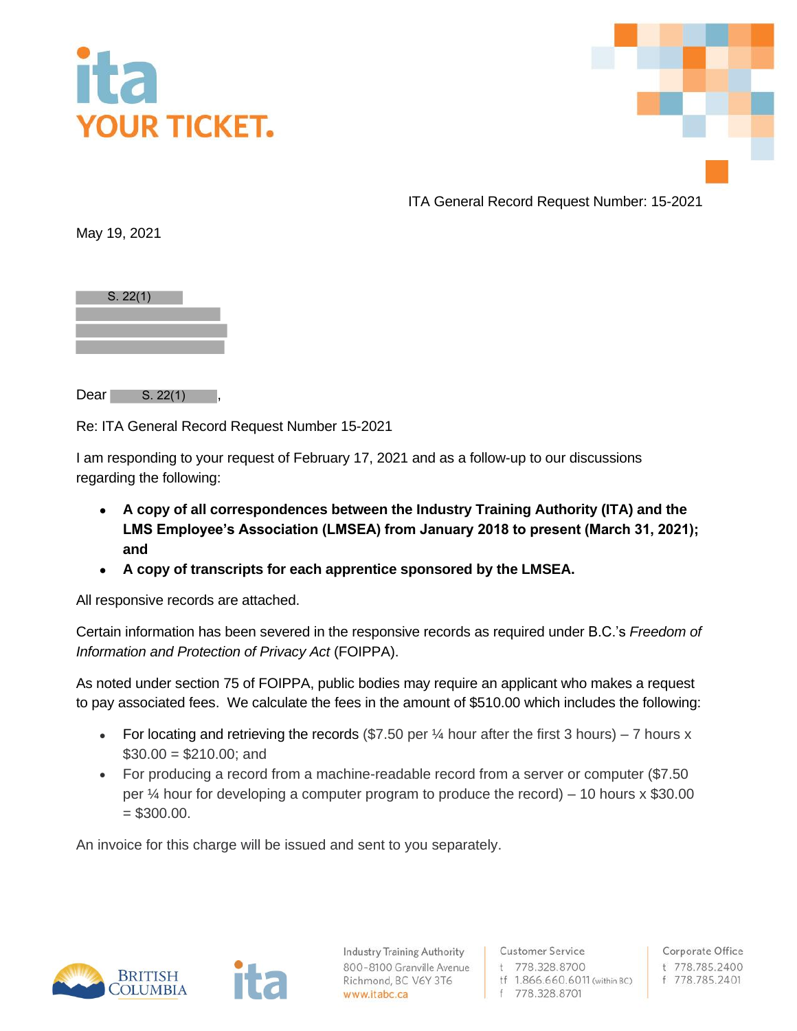ita
YOUR TICKET.

ITA General Record Request Number: 15-2021

May 19, 2021

S. 22(1)

Dear S. 22(1),

Re: ITA General Record Request Number 15-2021

I am responding to your request of February 17, 2021 and as a follow-up to our discussions regarding the following:

- **A copy of all correspondences between the Industry Training Authority (ITA) and the LMS Employee's Association (LMSEA) from January 2018 to present (March 31, 2021); and**
- **A copy of transcripts for each apprentice sponsored by the LMSEA.**

All responsive records are attached.

Certain information has been severed in the responsive records as required under B.C.'s *Freedom of Information and Protection of Privacy Act* (FOIPPA).

As noted under section 75 of FOIPPA, public bodies may require an applicant who makes a request to pay associated fees. We calculate the fees in the amount of $510.00 which includes the following:

- For locating and retrieving the records ($7.50 per ¼ hour after the first 3 hours) – 7 hours x $30.00 = $210.00; and
- For producing a record from a machine-readable record from a server or computer ($7.50 per ¼ hour for developing a computer program to produce the record) – 10 hours x $30.00 = $300.00.

An invoice for this charge will be issued and sent to you separately.

Industry Training Authority
800-8100 Granville Avenue
Richmond, BC V6Y 3T6
www.itabc.ca

Customer Service
t 778.328.8700
tf 1.866.660.6011 (within BC)
f 778.328.8701

Corporate Office
t 778.785.2400
f 778.785.2401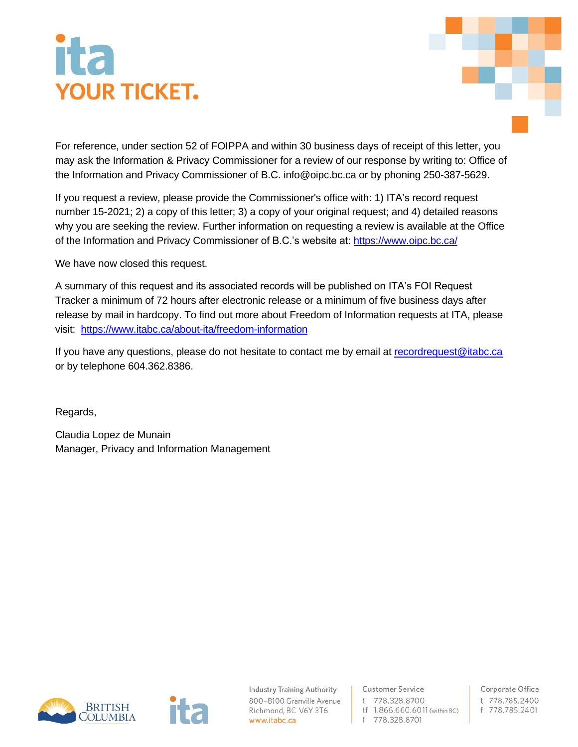For reference, under section 52 of FOIPPA and within 30 business days of receipt of this letter, you may ask the Information & Privacy Commissioner for a review of our response by writing to: Office of the Information and Privacy Commissioner of B.C. info@oipc.bc.ca or by phoning 250-387-5629.

If you request a review, please provide the Commissioner's office with: 1) ITA's record request number 15-2021; 2) a copy of this letter; 3) a copy of your original request; and 4) detailed reasons why you are seeking the review. Further information on requesting a review is available at the Office of the Information and Privacy Commissioner of B.C.'s website at: https://www.oipc.bc.ca/

We have now closed this request.

A summary of this request and its associated records will be published on ITA's FOI Request Tracker a minimum of 72 hours after electronic release or a minimum of five business days after release by mail in hardcopy. To find out more about Freedom of Information requests at ITA, please visit: https://www.itabc.ca/about-ita/freedom-information

If you have any questions, please do not hesitate to contact me by email at recordrequest@itabc.ca or by telephone 604.362.8386.

Regards,

Claudia Lopez de Munain
Manager, Privacy and Information Management